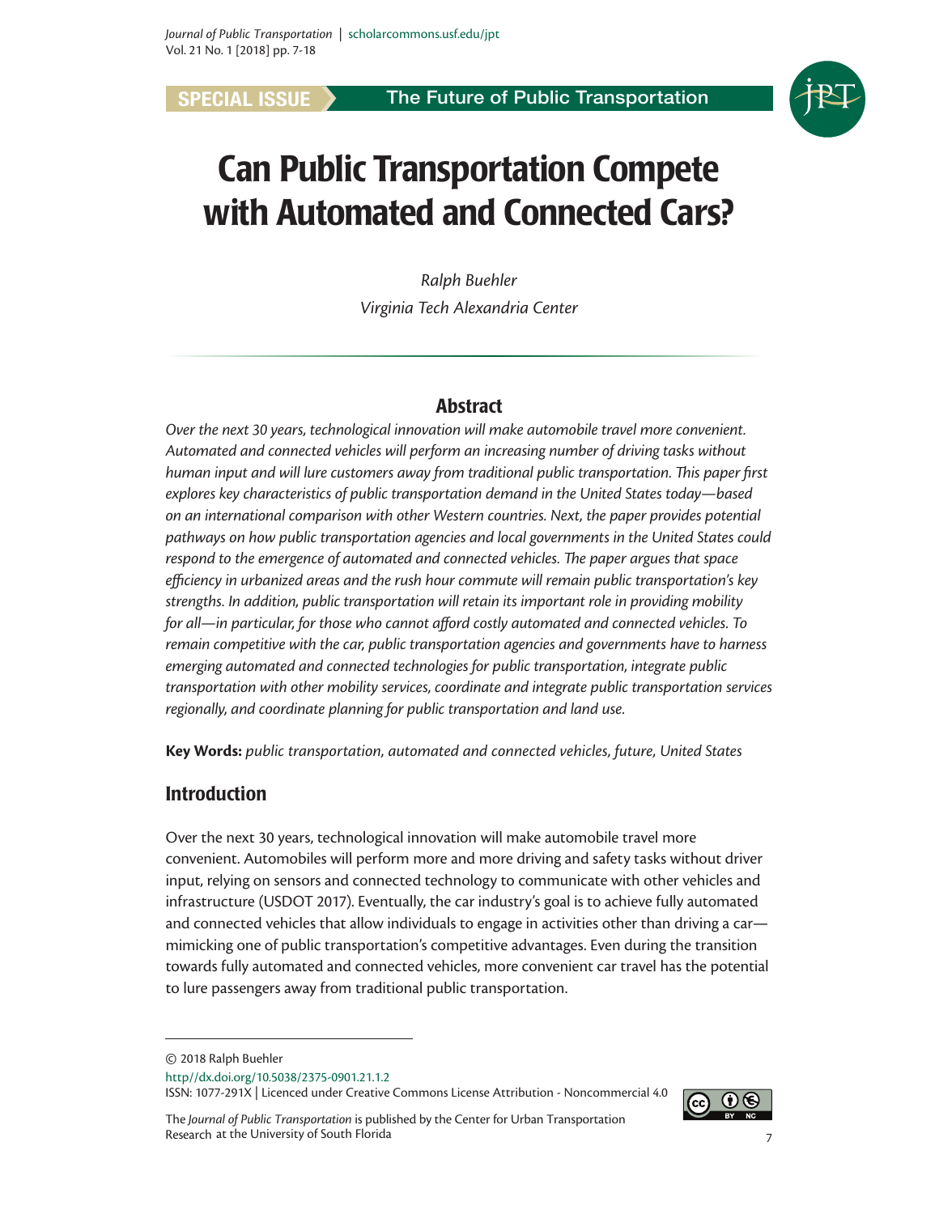SPECIAL ISSUE — The Future of Public Transportation

# Can Public Transportation Compete with Automated and Connected Cars?

*Ralph Buehler*
*Virginia Tech Alexandria Center*

## Abstract

*Over the next 30 years, technological innovation will make automobile travel more convenient. Automated and connected vehicles will perform an increasing number of driving tasks without human input and will lure customers away from traditional public transportation. This paper first explores key characteristics of public transportation demand in the United States today—based on an international comparison with other Western countries. Next, the paper provides potential pathways on how public transportation agencies and local governments in the United States could respond to the emergence of automated and connected vehicles. The paper argues that space efficiency in urbanized areas and the rush hour commute will remain public transportation's key strengths. In addition, public transportation will retain its important role in providing mobility for all—in particular, for those who cannot afford costly automated and connected vehicles. To remain competitive with the car, public transportation agencies and governments have to harness emerging automated and connected technologies for public transportation, integrate public transportation with other mobility services, coordinate and integrate public transportation services regionally, and coordinate planning for public transportation and land use.*

**Key Words:** *public transportation, automated and connected vehicles, future, United States*

## Introduction

Over the next 30 years, technological innovation will make automobile travel more convenient. Automobiles will perform more and more driving and safety tasks without driver input, relying on sensors and connected technology to communicate with other vehicles and infrastructure (USDOT 2017). Eventually, the car industry's goal is to achieve fully automated and connected vehicles that allow individuals to engage in activities other than driving a car—mimicking one of public transportation's competitive advantages. Even during the transition towards fully automated and connected vehicles, more convenient car travel has the potential to lure passengers away from traditional public transportation.

© 2018 Ralph Buehler
http//dx.doi.org/10.5038/2375-0901.21.1.2
ISSN: 1077-291X | Licenced under Creative Commons License Attribution - Noncommercial 4.0

The *Journal of Public Transportation* is published by the Center for Urban Transportation Research at the University of South Florida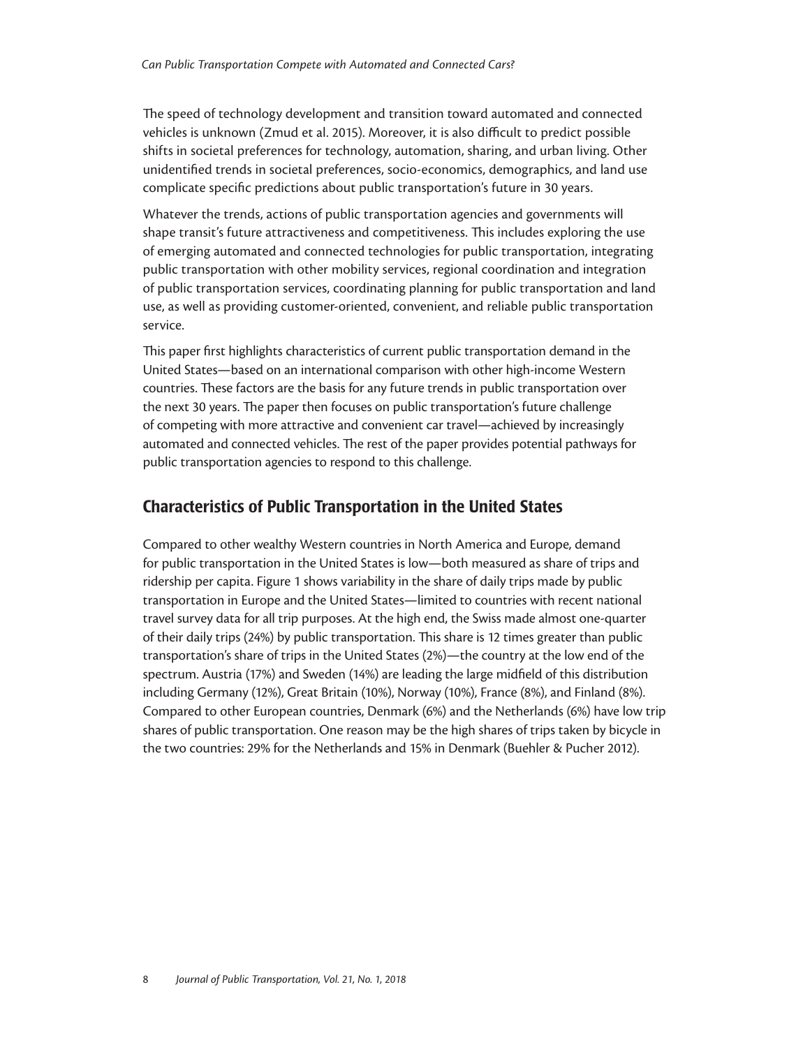The speed of technology development and transition toward automated and connected vehicles is unknown (Zmud et al. 2015). Moreover, it is also difficult to predict possible shifts in societal preferences for technology, automation, sharing, and urban living. Other unidentified trends in societal preferences, socio-economics, demographics, and land use complicate specific predictions about public transportation's future in 30 years.

Whatever the trends, actions of public transportation agencies and governments will shape transit's future attractiveness and competitiveness. This includes exploring the use of emerging automated and connected technologies for public transportation, integrating public transportation with other mobility services, regional coordination and integration of public transportation services, coordinating planning for public transportation and land use, as well as providing customer-oriented, convenient, and reliable public transportation service.

This paper first highlights characteristics of current public transportation demand in the United States—based on an international comparison with other high-income Western countries. These factors are the basis for any future trends in public transportation over the next 30 years. The paper then focuses on public transportation's future challenge of competing with more attractive and convenient car travel—achieved by increasingly automated and connected vehicles. The rest of the paper provides potential pathways for public transportation agencies to respond to this challenge.

## Characteristics of Public Transportation in the United States

Compared to other wealthy Western countries in North America and Europe, demand for public transportation in the United States is low—both measured as share of trips and ridership per capita. Figure 1 shows variability in the share of daily trips made by public transportation in Europe and the United States—limited to countries with recent national travel survey data for all trip purposes. At the high end, the Swiss made almost one-quarter of their daily trips (24%) by public transportation. This share is 12 times greater than public transportation's share of trips in the United States (2%)—the country at the low end of the spectrum. Austria (17%) and Sweden (14%) are leading the large midfield of this distribution including Germany (12%), Great Britain (10%), Norway (10%), France (8%), and Finland (8%). Compared to other European countries, Denmark (6%) and the Netherlands (6%) have low trip shares of public transportation. One reason may be the high shares of trips taken by bicycle in the two countries: 29% for the Netherlands and 15% in Denmark (Buehler & Pucher 2012).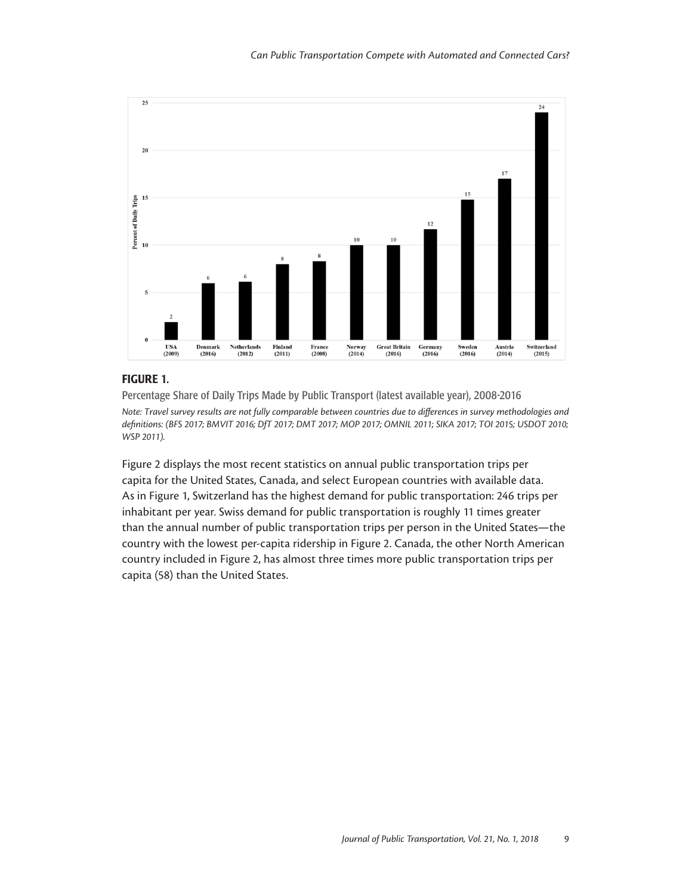## FIGURE 1.

Percentage Share of Daily Trips Made by Public Transport (latest available year), 2008-2016

*Note: Travel survey results are not fully comparable between countries due to differences in survey methodologies and definitions: (BFS 2017; BMVIT 2016; DfT 2017; DMT 2017; MOP 2017; OMNIL 2011; SIKA 2017; TOI 2015; USDOT 2010; WSP 2011).*

Figure 2 displays the most recent statistics on annual public transportation trips per capita for the United States, Canada, and select European countries with available data. As in Figure 1, Switzerland has the highest demand for public transportation: 246 trips per inhabitant per year. Swiss demand for public transportation is roughly 11 times greater than the annual number of public transportation trips per person in the United States—the country with the lowest per-capita ridership in Figure 2. Canada, the other North American country included in Figure 2, has almost three times more public transportation trips per capita (58) than the United States.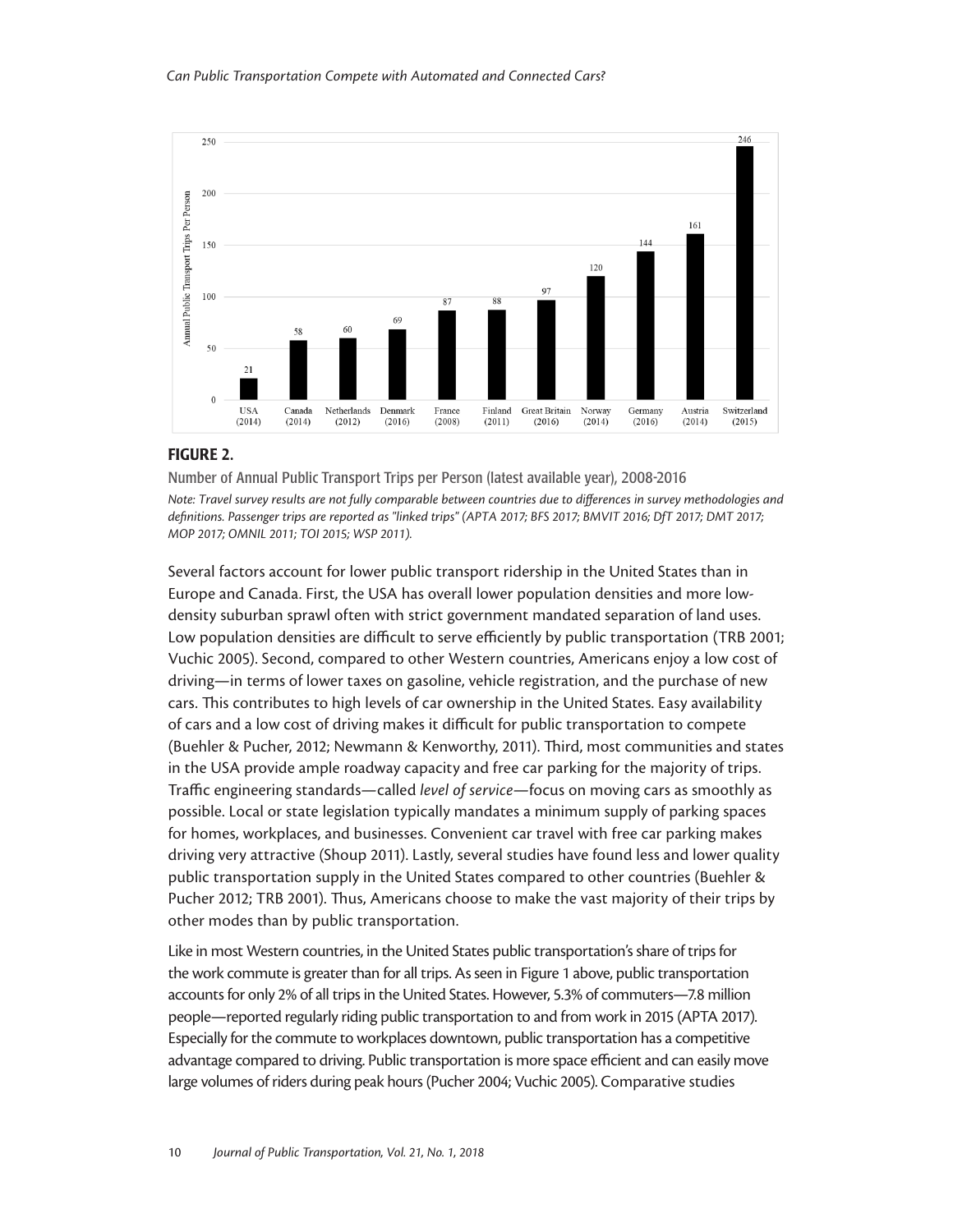**FIGURE 2.**

Number of Annual Public Transport Trips per Person (latest available year), 2008-2016

*Note: Travel survey results are not fully comparable between countries due to differences in survey methodologies and definitions. Passenger trips are reported as "linked trips" (APTA 2017; BFS 2017; BMVIT 2016; DfT 2017; DMT 2017; MOP 2017; OMNIL 2011; TOI 2015; WSP 2011).*

Several factors account for lower public transport ridership in the United States than in Europe and Canada. First, the USA has overall lower population densities and more low-density suburban sprawl often with strict government mandated separation of land uses. Low population densities are difficult to serve efficiently by public transportation (TRB 2001; Vuchic 2005). Second, compared to other Western countries, Americans enjoy a low cost of driving—in terms of lower taxes on gasoline, vehicle registration, and the purchase of new cars. This contributes to high levels of car ownership in the United States. Easy availability of cars and a low cost of driving makes it difficult for public transportation to compete (Buehler & Pucher, 2012; Newmann & Kenworthy, 2011). Third, most communities and states in the USA provide ample roadway capacity and free car parking for the majority of trips. Traffic engineering standards—called *level of service*—focus on moving cars as smoothly as possible. Local or state legislation typically mandates a minimum supply of parking spaces for homes, workplaces, and businesses. Convenient car travel with free car parking makes driving very attractive (Shoup 2011). Lastly, several studies have found less and lower quality public transportation supply in the United States compared to other countries (Buehler & Pucher 2012; TRB 2001). Thus, Americans choose to make the vast majority of their trips by other modes than by public transportation.

Like in most Western countries, in the United States public transportation's share of trips for the work commute is greater than for all trips. As seen in Figure 1 above, public transportation accounts for only 2% of all trips in the United States. However, 5.3% of commuters—7.8 million people—reported regularly riding public transportation to and from work in 2015 (APTA 2017). Especially for the commute to workplaces downtown, public transportation has a competitive advantage compared to driving. Public transportation is more space efficient and can easily move large volumes of riders during peak hours (Pucher 2004; Vuchic 2005). Comparative studies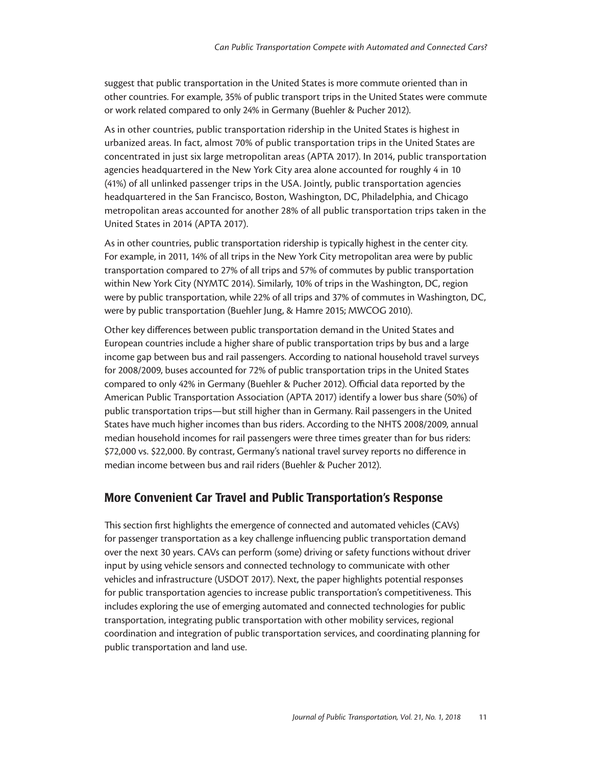suggest that public transportation in the United States is more commute oriented than in other countries. For example, 35% of public transport trips in the United States were commute or work related compared to only 24% in Germany (Buehler & Pucher 2012).

As in other countries, public transportation ridership in the United States is highest in urbanized areas. In fact, almost 70% of public transportation trips in the United States are concentrated in just six large metropolitan areas (APTA 2017). In 2014, public transportation agencies headquartered in the New York City area alone accounted for roughly 4 in 10 (41%) of all unlinked passenger trips in the USA. Jointly, public transportation agencies headquartered in the San Francisco, Boston, Washington, DC, Philadelphia, and Chicago metropolitan areas accounted for another 28% of all public transportation trips taken in the United States in 2014 (APTA 2017).

As in other countries, public transportation ridership is typically highest in the center city. For example, in 2011, 14% of all trips in the New York City metropolitan area were by public transportation compared to 27% of all trips and 57% of commutes by public transportation within New York City (NYMTC 2014). Similarly, 10% of trips in the Washington, DC, region were by public transportation, while 22% of all trips and 37% of commutes in Washington, DC, were by public transportation (Buehler Jung, & Hamre 2015; MWCOG 2010).

Other key differences between public transportation demand in the United States and European countries include a higher share of public transportation trips by bus and a large income gap between bus and rail passengers. According to national household travel surveys for 2008/2009, buses accounted for 72% of public transportation trips in the United States compared to only 42% in Germany (Buehler & Pucher 2012). Official data reported by the American Public Transportation Association (APTA 2017) identify a lower bus share (50%) of public transportation trips—but still higher than in Germany. Rail passengers in the United States have much higher incomes than bus riders. According to the NHTS 2008/2009, annual median household incomes for rail passengers were three times greater than for bus riders: $72,000 vs. $22,000. By contrast, Germany's national travel survey reports no difference in median income between bus and rail riders (Buehler & Pucher 2012).

## More Convenient Car Travel and Public Transportation's Response

This section first highlights the emergence of connected and automated vehicles (CAVs) for passenger transportation as a key challenge influencing public transportation demand over the next 30 years. CAVs can perform (some) driving or safety functions without driver input by using vehicle sensors and connected technology to communicate with other vehicles and infrastructure (USDOT 2017). Next, the paper highlights potential responses for public transportation agencies to increase public transportation's competitiveness. This includes exploring the use of emerging automated and connected technologies for public transportation, integrating public transportation with other mobility services, regional coordination and integration of public transportation services, and coordinating planning for public transportation and land use.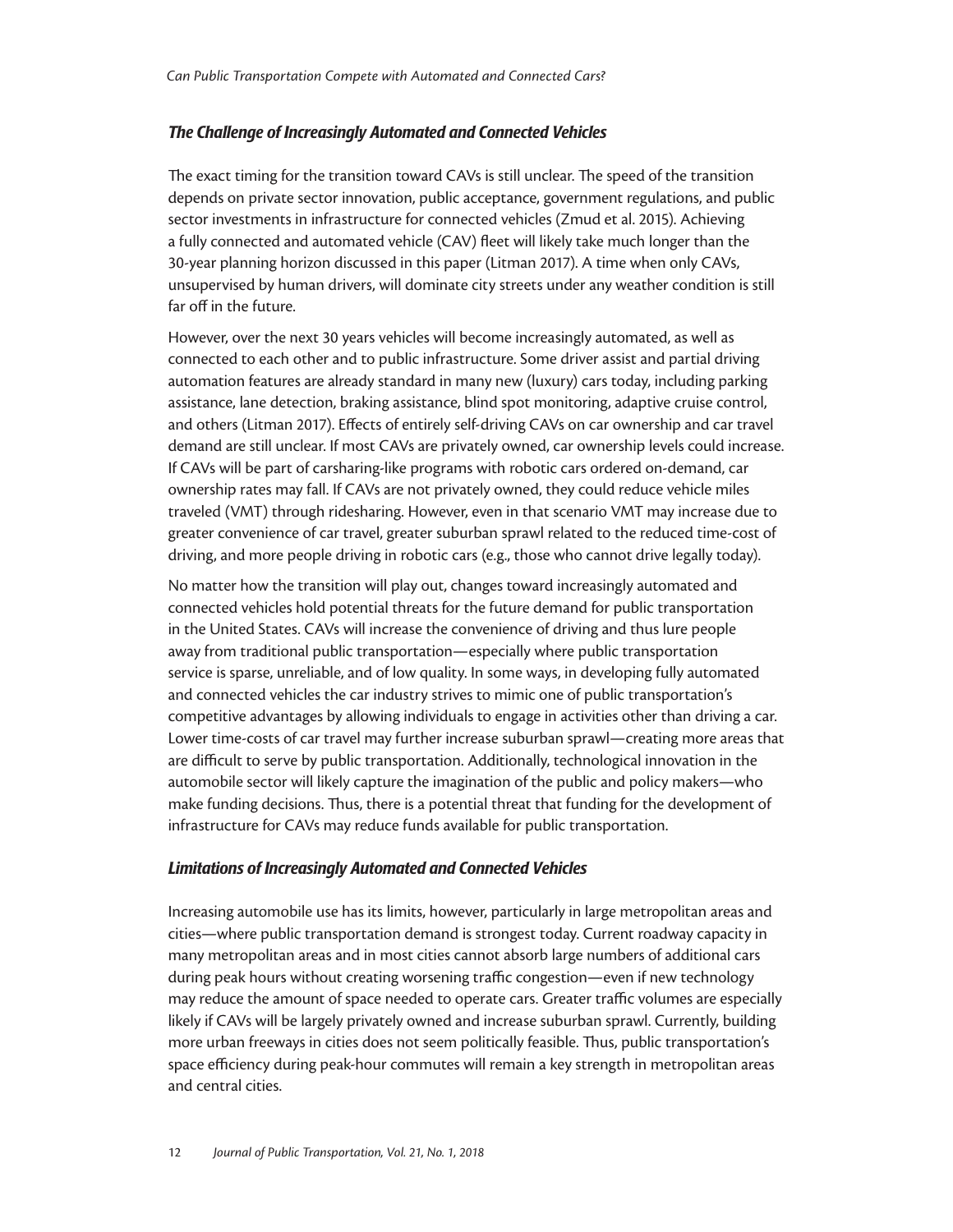### *The Challenge of Increasingly Automated and Connected Vehicles*

The exact timing for the transition toward CAVs is still unclear. The speed of the transition depends on private sector innovation, public acceptance, government regulations, and public sector investments in infrastructure for connected vehicles (Zmud et al. 2015). Achieving a fully connected and automated vehicle (CAV) fleet will likely take much longer than the 30-year planning horizon discussed in this paper (Litman 2017). A time when only CAVs, unsupervised by human drivers, will dominate city streets under any weather condition is still far off in the future.

However, over the next 30 years vehicles will become increasingly automated, as well as connected to each other and to public infrastructure. Some driver assist and partial driving automation features are already standard in many new (luxury) cars today, including parking assistance, lane detection, braking assistance, blind spot monitoring, adaptive cruise control, and others (Litman 2017). Effects of entirely self-driving CAVs on car ownership and car travel demand are still unclear. If most CAVs are privately owned, car ownership levels could increase. If CAVs will be part of carsharing-like programs with robotic cars ordered on-demand, car ownership rates may fall. If CAVs are not privately owned, they could reduce vehicle miles traveled (VMT) through ridesharing. However, even in that scenario VMT may increase due to greater convenience of car travel, greater suburban sprawl related to the reduced time-cost of driving, and more people driving in robotic cars (e.g., those who cannot drive legally today).

No matter how the transition will play out, changes toward increasingly automated and connected vehicles hold potential threats for the future demand for public transportation in the United States. CAVs will increase the convenience of driving and thus lure people away from traditional public transportation—especially where public transportation service is sparse, unreliable, and of low quality. In some ways, in developing fully automated and connected vehicles the car industry strives to mimic one of public transportation's competitive advantages by allowing individuals to engage in activities other than driving a car. Lower time-costs of car travel may further increase suburban sprawl—creating more areas that are difficult to serve by public transportation. Additionally, technological innovation in the automobile sector will likely capture the imagination of the public and policy makers—who make funding decisions. Thus, there is a potential threat that funding for the development of infrastructure for CAVs may reduce funds available for public transportation.

### *Limitations of Increasingly Automated and Connected Vehicles*

Increasing automobile use has its limits, however, particularly in large metropolitan areas and cities—where public transportation demand is strongest today. Current roadway capacity in many metropolitan areas and in most cities cannot absorb large numbers of additional cars during peak hours without creating worsening traffic congestion—even if new technology may reduce the amount of space needed to operate cars. Greater traffic volumes are especially likely if CAVs will be largely privately owned and increase suburban sprawl. Currently, building more urban freeways in cities does not seem politically feasible. Thus, public transportation's space efficiency during peak-hour commutes will remain a key strength in metropolitan areas and central cities.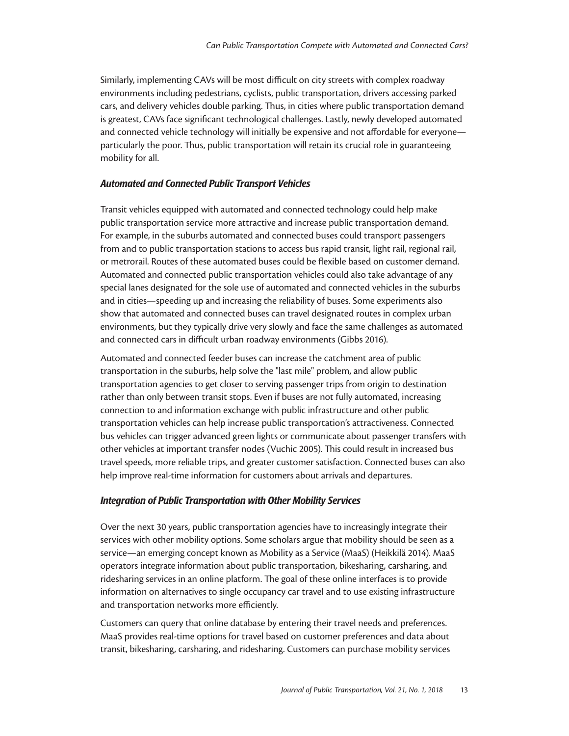Similarly, implementing CAVs will be most difficult on city streets with complex roadway environments including pedestrians, cyclists, public transportation, drivers accessing parked cars, and delivery vehicles double parking. Thus, in cities where public transportation demand is greatest, CAVs face significant technological challenges. Lastly, newly developed automated and connected vehicle technology will initially be expensive and not affordable for everyone—particularly the poor. Thus, public transportation will retain its crucial role in guaranteeing mobility for all.

### *Automated and Connected Public Transport Vehicles*

Transit vehicles equipped with automated and connected technology could help make public transportation service more attractive and increase public transportation demand. For example, in the suburbs automated and connected buses could transport passengers from and to public transportation stations to access bus rapid transit, light rail, regional rail, or metrorail. Routes of these automated buses could be flexible based on customer demand. Automated and connected public transportation vehicles could also take advantage of any special lanes designated for the sole use of automated and connected vehicles in the suburbs and in cities—speeding up and increasing the reliability of buses. Some experiments also show that automated and connected buses can travel designated routes in complex urban environments, but they typically drive very slowly and face the same challenges as automated and connected cars in difficult urban roadway environments (Gibbs 2016).

Automated and connected feeder buses can increase the catchment area of public transportation in the suburbs, help solve the "last mile" problem, and allow public transportation agencies to get closer to serving passenger trips from origin to destination rather than only between transit stops. Even if buses are not fully automated, increasing connection to and information exchange with public infrastructure and other public transportation vehicles can help increase public transportation's attractiveness. Connected bus vehicles can trigger advanced green lights or communicate about passenger transfers with other vehicles at important transfer nodes (Vuchic 2005). This could result in increased bus travel speeds, more reliable trips, and greater customer satisfaction. Connected buses can also help improve real-time information for customers about arrivals and departures.

### *Integration of Public Transportation with Other Mobility Services*

Over the next 30 years, public transportation agencies have to increasingly integrate their services with other mobility options. Some scholars argue that mobility should be seen as a service—an emerging concept known as Mobility as a Service (MaaS) (Heikkilä 2014). MaaS operators integrate information about public transportation, bikesharing, carsharing, and ridesharing services in an online platform. The goal of these online interfaces is to provide information on alternatives to single occupancy car travel and to use existing infrastructure and transportation networks more efficiently.

Customers can query that online database by entering their travel needs and preferences. MaaS provides real-time options for travel based on customer preferences and data about transit, bikesharing, carsharing, and ridesharing. Customers can purchase mobility services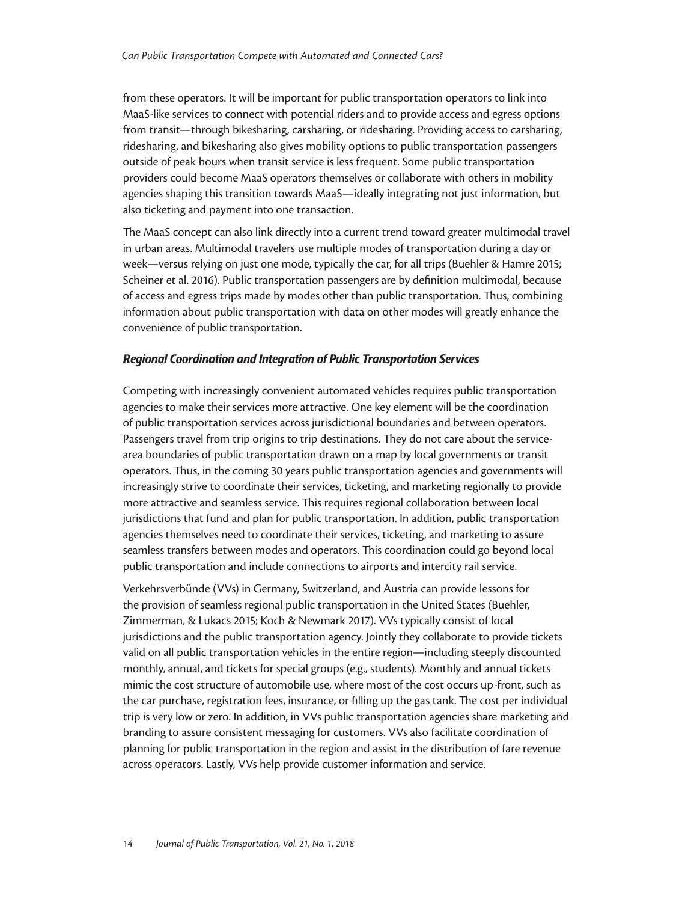from these operators. It will be important for public transportation operators to link into MaaS-like services to connect with potential riders and to provide access and egress options from transit—through bikesharing, carsharing, or ridesharing. Providing access to carsharing, ridesharing, and bikesharing also gives mobility options to public transportation passengers outside of peak hours when transit service is less frequent. Some public transportation providers could become MaaS operators themselves or collaborate with others in mobility agencies shaping this transition towards MaaS—ideally integrating not just information, but also ticketing and payment into one transaction.

The MaaS concept can also link directly into a current trend toward greater multimodal travel in urban areas. Multimodal travelers use multiple modes of transportation during a day or week—versus relying on just one mode, typically the car, for all trips (Buehler & Hamre 2015; Scheiner et al. 2016). Public transportation passengers are by definition multimodal, because of access and egress trips made by modes other than public transportation. Thus, combining information about public transportation with data on other modes will greatly enhance the convenience of public transportation.

### *Regional Coordination and Integration of Public Transportation Services*

Competing with increasingly convenient automated vehicles requires public transportation agencies to make their services more attractive. One key element will be the coordination of public transportation services across jurisdictional boundaries and between operators. Passengers travel from trip origins to trip destinations. They do not care about the service-area boundaries of public transportation drawn on a map by local governments or transit operators. Thus, in the coming 30 years public transportation agencies and governments will increasingly strive to coordinate their services, ticketing, and marketing regionally to provide more attractive and seamless service. This requires regional collaboration between local jurisdictions that fund and plan for public transportation. In addition, public transportation agencies themselves need to coordinate their services, ticketing, and marketing to assure seamless transfers between modes and operators. This coordination could go beyond local public transportation and include connections to airports and intercity rail service.

Verkehrsverbünde (VVs) in Germany, Switzerland, and Austria can provide lessons for the provision of seamless regional public transportation in the United States (Buehler, Zimmerman, & Lukacs 2015; Koch & Newmark 2017). VVs typically consist of local jurisdictions and the public transportation agency. Jointly they collaborate to provide tickets valid on all public transportation vehicles in the entire region—including steeply discounted monthly, annual, and tickets for special groups (e.g., students). Monthly and annual tickets mimic the cost structure of automobile use, where most of the cost occurs up-front, such as the car purchase, registration fees, insurance, or filling up the gas tank. The cost per individual trip is very low or zero. In addition, in VVs public transportation agencies share marketing and branding to assure consistent messaging for customers. VVs also facilitate coordination of planning for public transportation in the region and assist in the distribution of fare revenue across operators. Lastly, VVs help provide customer information and service.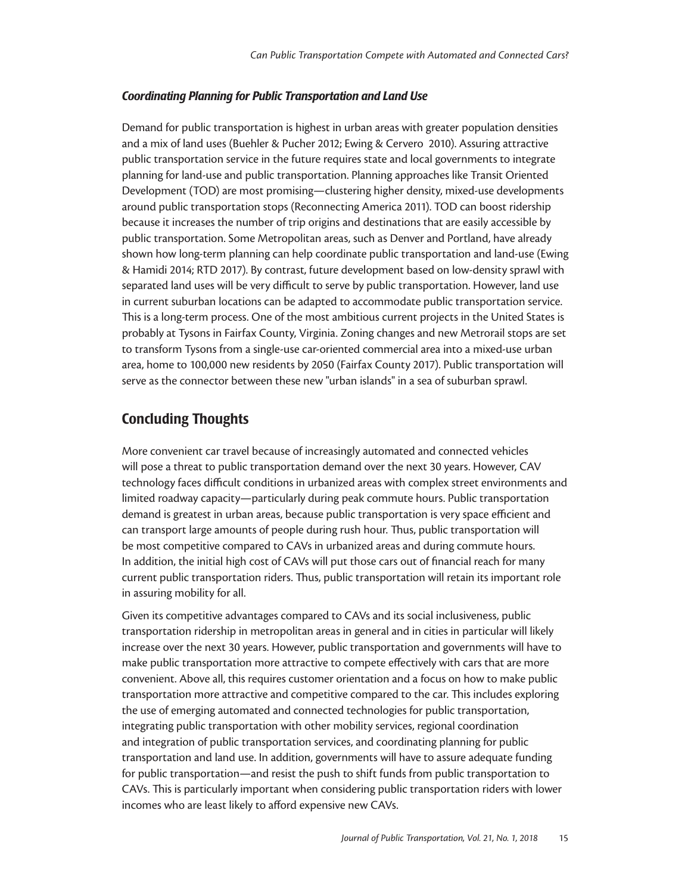### *Coordinating Planning for Public Transportation and Land Use*

Demand for public transportation is highest in urban areas with greater population densities and a mix of land uses (Buehler & Pucher 2012; Ewing & Cervero 2010). Assuring attractive public transportation service in the future requires state and local governments to integrate planning for land-use and public transportation. Planning approaches like Transit Oriented Development (TOD) are most promising—clustering higher density, mixed-use developments around public transportation stops (Reconnecting America 2011). TOD can boost ridership because it increases the number of trip origins and destinations that are easily accessible by public transportation. Some Metropolitan areas, such as Denver and Portland, have already shown how long-term planning can help coordinate public transportation and land-use (Ewing & Hamidi 2014; RTD 2017). By contrast, future development based on low-density sprawl with separated land uses will be very difficult to serve by public transportation. However, land use in current suburban locations can be adapted to accommodate public transportation service. This is a long-term process. One of the most ambitious current projects in the United States is probably at Tysons in Fairfax County, Virginia. Zoning changes and new Metrorail stops are set to transform Tysons from a single-use car-oriented commercial area into a mixed-use urban area, home to 100,000 new residents by 2050 (Fairfax County 2017). Public transportation will serve as the connector between these new "urban islands" in a sea of suburban sprawl.

## Concluding Thoughts

More convenient car travel because of increasingly automated and connected vehicles will pose a threat to public transportation demand over the next 30 years. However, CAV technology faces difficult conditions in urbanized areas with complex street environments and limited roadway capacity—particularly during peak commute hours. Public transportation demand is greatest in urban areas, because public transportation is very space efficient and can transport large amounts of people during rush hour. Thus, public transportation will be most competitive compared to CAVs in urbanized areas and during commute hours. In addition, the initial high cost of CAVs will put those cars out of financial reach for many current public transportation riders. Thus, public transportation will retain its important role in assuring mobility for all.

Given its competitive advantages compared to CAVs and its social inclusiveness, public transportation ridership in metropolitan areas in general and in cities in particular will likely increase over the next 30 years. However, public transportation and governments will have to make public transportation more attractive to compete effectively with cars that are more convenient. Above all, this requires customer orientation and a focus on how to make public transportation more attractive and competitive compared to the car. This includes exploring the use of emerging automated and connected technologies for public transportation, integrating public transportation with other mobility services, regional coordination and integration of public transportation services, and coordinating planning for public transportation and land use. In addition, governments will have to assure adequate funding for public transportation—and resist the push to shift funds from public transportation to CAVs. This is particularly important when considering public transportation riders with lower incomes who are least likely to afford expensive new CAVs.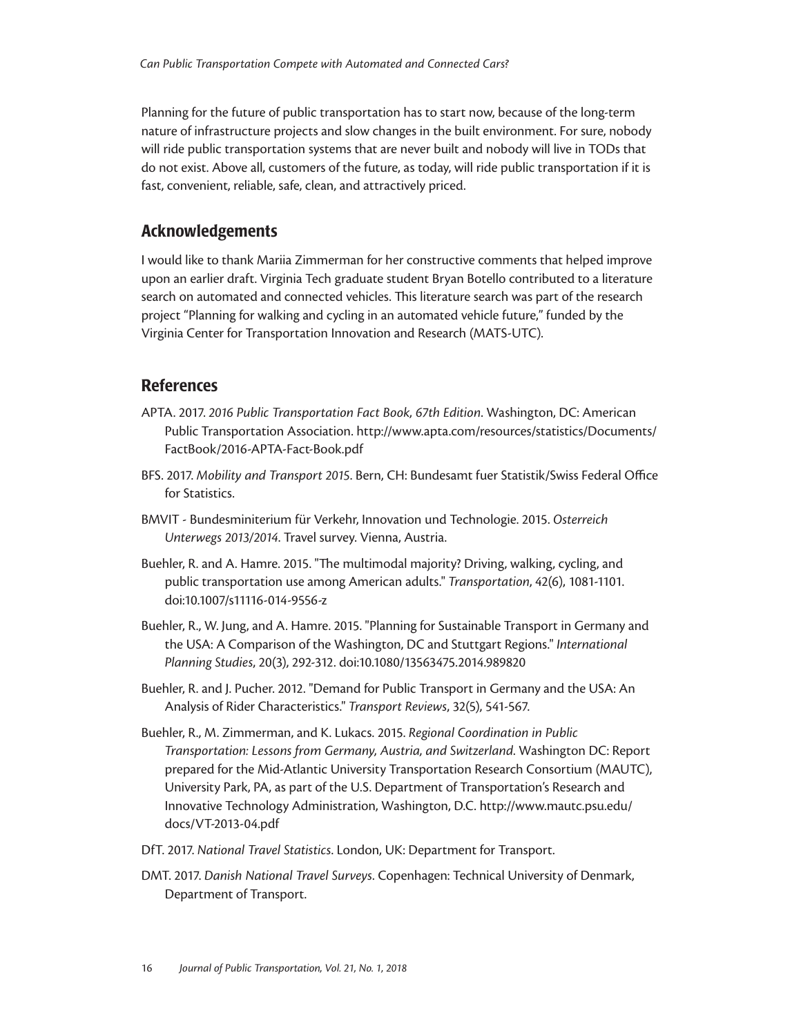Planning for the future of public transportation has to start now, because of the long-term nature of infrastructure projects and slow changes in the built environment. For sure, nobody will ride public transportation systems that are never built and nobody will live in TODs that do not exist. Above all, customers of the future, as today, will ride public transportation if it is fast, convenient, reliable, safe, clean, and attractively priced.

## Acknowledgements

I would like to thank Mariia Zimmerman for her constructive comments that helped improve upon an earlier draft. Virginia Tech graduate student Bryan Botello contributed to a literature search on automated and connected vehicles. This literature search was part of the research project "Planning for walking and cycling in an automated vehicle future," funded by the Virginia Center for Transportation Innovation and Research (MATS-UTC).

## References

APTA. 2017. *2016 Public Transportation Fact Book, 67th Edition*. Washington, DC: American Public Transportation Association. http://www.apta.com/resources/statistics/Documents/FactBook/2016-APTA-Fact-Book.pdf

BFS. 2017. *Mobility and Transport 2015*. Bern, CH: Bundesamt fuer Statistik/Swiss Federal Office for Statistics.

BMVIT - Bundesminiterium für Verkehr, Innovation und Technologie. 2015. *Osterreich Unterwegs 2013/2014*. Travel survey. Vienna, Austria.

Buehler, R. and A. Hamre. 2015. "The multimodal majority? Driving, walking, cycling, and public transportation use among American adults." *Transportation*, 42(6), 1081-1101. doi:10.1007/s11116-014-9556-z

Buehler, R., W. Jung, and A. Hamre. 2015. "Planning for Sustainable Transport in Germany and the USA: A Comparison of the Washington, DC and Stuttgart Regions." *International Planning Studies*, 20(3), 292-312. doi:10.1080/13563475.2014.989820

Buehler, R. and J. Pucher. 2012. "Demand for Public Transport in Germany and the USA: An Analysis of Rider Characteristics." *Transport Reviews*, 32(5), 541-567.

Buehler, R., M. Zimmerman, and K. Lukacs. 2015. *Regional Coordination in Public Transportation: Lessons from Germany, Austria, and Switzerland*. Washington DC: Report prepared for the Mid-Atlantic University Transportation Research Consortium (MAUTC), University Park, PA, as part of the U.S. Department of Transportation's Research and Innovative Technology Administration, Washington, D.C. http://www.mautc.psu.edu/docs/VT-2013-04.pdf

DfT. 2017. *National Travel Statistics*. London, UK: Department for Transport.

DMT. 2017. *Danish National Travel Surveys*. Copenhagen: Technical University of Denmark, Department of Transport.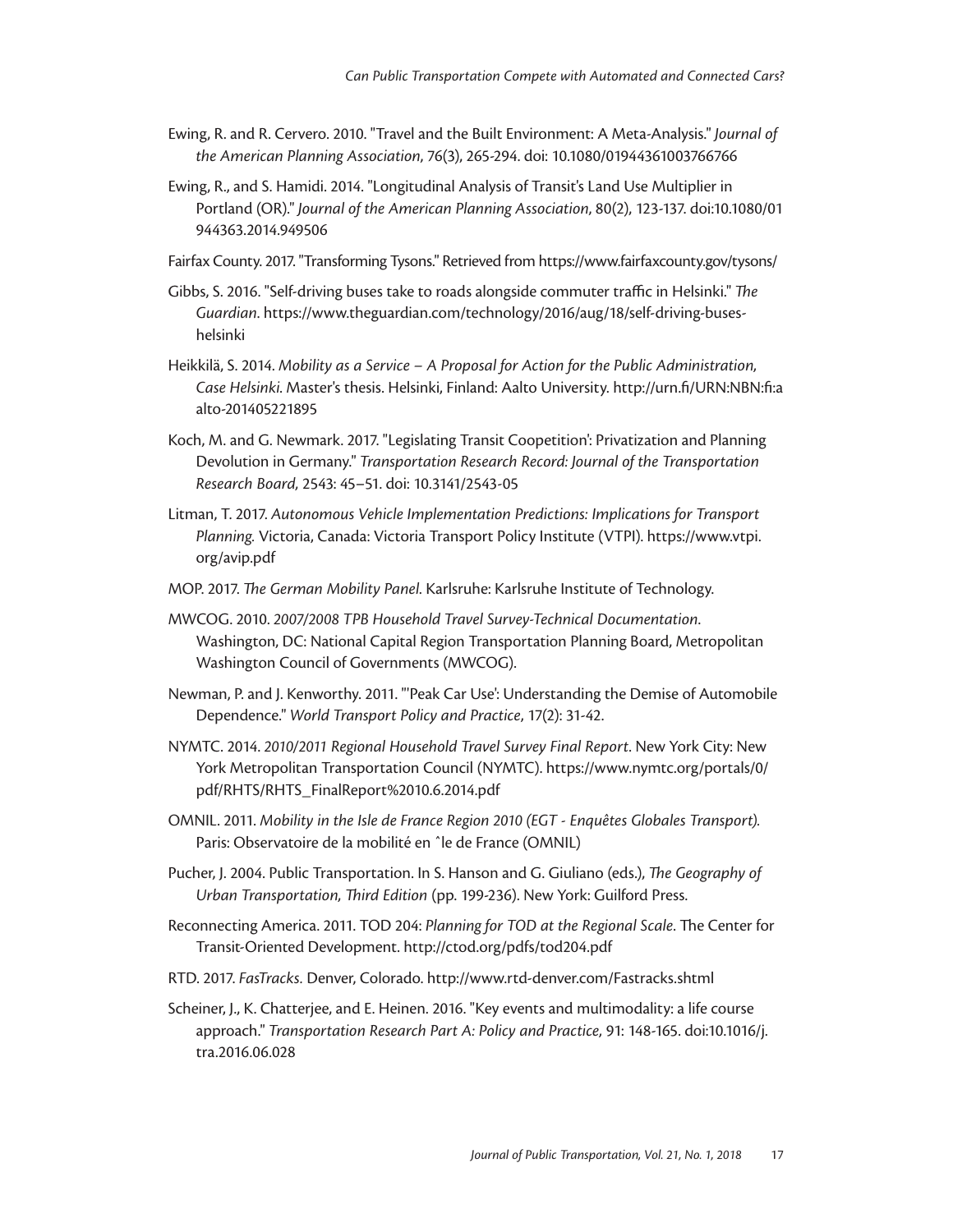Ewing, R. and R. Cervero. 2010. "Travel and the Built Environment: A Meta-Analysis." *Journal of the American Planning Association*, 76(3), 265-294. doi: 10.1080/01944361003766766

Ewing, R., and S. Hamidi. 2014. "Longitudinal Analysis of Transit's Land Use Multiplier in Portland (OR)." *Journal of the American Planning Association*, 80(2), 123-137. doi:10.1080/01944363.2014.949506

Fairfax County. 2017. "Transforming Tysons." Retrieved from https://www.fairfaxcounty.gov/tysons/

Gibbs, S. 2016. "Self-driving buses take to roads alongside commuter traffic in Helsinki." *The Guardian*. https://www.theguardian.com/technology/2016/aug/18/self-driving-buses-helsinki

Heikkilä, S. 2014. *Mobility as a Service – A Proposal for Action for the Public Administration, Case Helsinki*. Master's thesis. Helsinki, Finland: Aalto University. http://urn.fi/URN:NBN:fi:aalto-201405221895

Koch, M. and G. Newmark. 2017. "Legislating Transit Coopetition': Privatization and Planning Devolution in Germany." *Transportation Research Record: Journal of the Transportation Research Board*, 2543: 45–51. doi: 10.3141/2543-05

Litman, T. 2017. *Autonomous Vehicle Implementation Predictions: Implications for Transport Planning.* Victoria, Canada: Victoria Transport Policy Institute (VTPI). https://www.vtpi.org/avip.pdf

MOP. 2017. *The German Mobility Panel*. Karlsruhe: Karlsruhe Institute of Technology.

MWCOG. 2010. *2007/2008 TPB Household Travel Survey-Technical Documentation*. Washington, DC: National Capital Region Transportation Planning Board, Metropolitan Washington Council of Governments (MWCOG).

Newman, P. and J. Kenworthy. 2011. "'Peak Car Use': Understanding the Demise of Automobile Dependence." *World Transport Policy and Practice*, 17(2): 31-42.

NYMTC. 2014. *2010/2011 Regional Household Travel Survey Final Report*. New York City: New York Metropolitan Transportation Council (NYMTC). https://www.nymtc.org/portals/0/pdf/RHTS/RHTS_FinalReport%2010.6.2014.pdf

OMNIL. 2011. *Mobility in the Isle de France Region 2010 (EGT - Enquêtes Globales Transport).* Paris: Observatoire de la mobilité en ˆle de France (OMNIL)

Pucher, J. 2004. Public Transportation. In S. Hanson and G. Giuliano (eds.), *The Geography of Urban Transportation, Third Edition* (pp. 199-236). New York: Guilford Press.

Reconnecting America. 2011. TOD 204: *Planning for TOD at the Regional Scale.* The Center for Transit-Oriented Development. http://ctod.org/pdfs/tod204.pdf

RTD. 2017. *FasTracks.* Denver, Colorado. http://www.rtd-denver.com/Fastracks.shtml

Scheiner, J., K. Chatterjee, and E. Heinen. 2016. "Key events and multimodality: a life course approach." *Transportation Research Part A: Policy and Practice*, 91: 148-165. doi:10.1016/j.tra.2016.06.028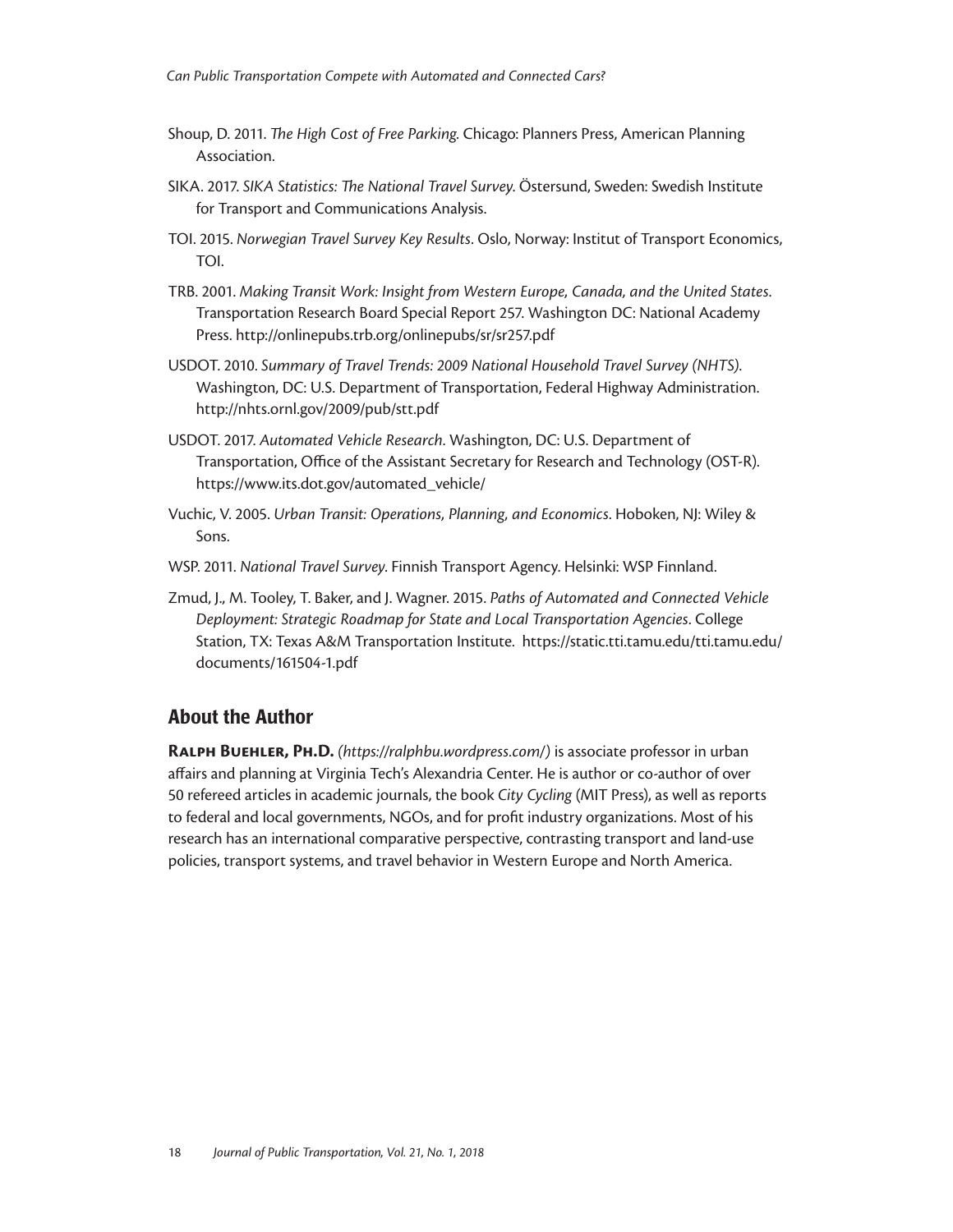Shoup, D. 2011. *The High Cost of Free Parking*. Chicago: Planners Press, American Planning Association.

SIKA. 2017. *SIKA Statistics: The National Travel Survey*. Östersund, Sweden: Swedish Institute for Transport and Communications Analysis.

TOI. 2015. *Norwegian Travel Survey Key Results*. Oslo, Norway: Institut of Transport Economics, TOI.

TRB. 2001. *Making Transit Work: Insight from Western Europe, Canada, and the United States*. Transportation Research Board Special Report 257. Washington DC: National Academy Press. http://onlinepubs.trb.org/onlinepubs/sr/sr257.pdf

USDOT. 2010. *Summary of Travel Trends: 2009 National Household Travel Survey (NHTS)*. Washington, DC: U.S. Department of Transportation, Federal Highway Administration. http://nhts.ornl.gov/2009/pub/stt.pdf

USDOT. 2017. *Automated Vehicle Research*. Washington, DC: U.S. Department of Transportation, Office of the Assistant Secretary for Research and Technology (OST-R). https://www.its.dot.gov/automated_vehicle/

Vuchic, V. 2005. *Urban Transit: Operations, Planning, and Economics*. Hoboken, NJ: Wiley & Sons.

WSP. 2011. *National Travel Survey*. Finnish Transport Agency. Helsinki: WSP Finnland.

Zmud, J., M. Tooley, T. Baker, and J. Wagner. 2015. *Paths of Automated and Connected Vehicle Deployment: Strategic Roadmap for State and Local Transportation Agencies*. College Station, TX: Texas A&M Transportation Institute. https://static.tti.tamu.edu/tti.tamu.edu/documents/161504-1.pdf

## About the Author

**Ralph Buehler, Ph.D.** (*https://ralphbu.wordpress.com/*) is associate professor in urban affairs and planning at Virginia Tech's Alexandria Center. He is author or co-author of over 50 refereed articles in academic journals, the book *City Cycling* (MIT Press), as well as reports to federal and local governments, NGOs, and for profit industry organizations. Most of his research has an international comparative perspective, contrasting transport and land-use policies, transport systems, and travel behavior in Western Europe and North America.